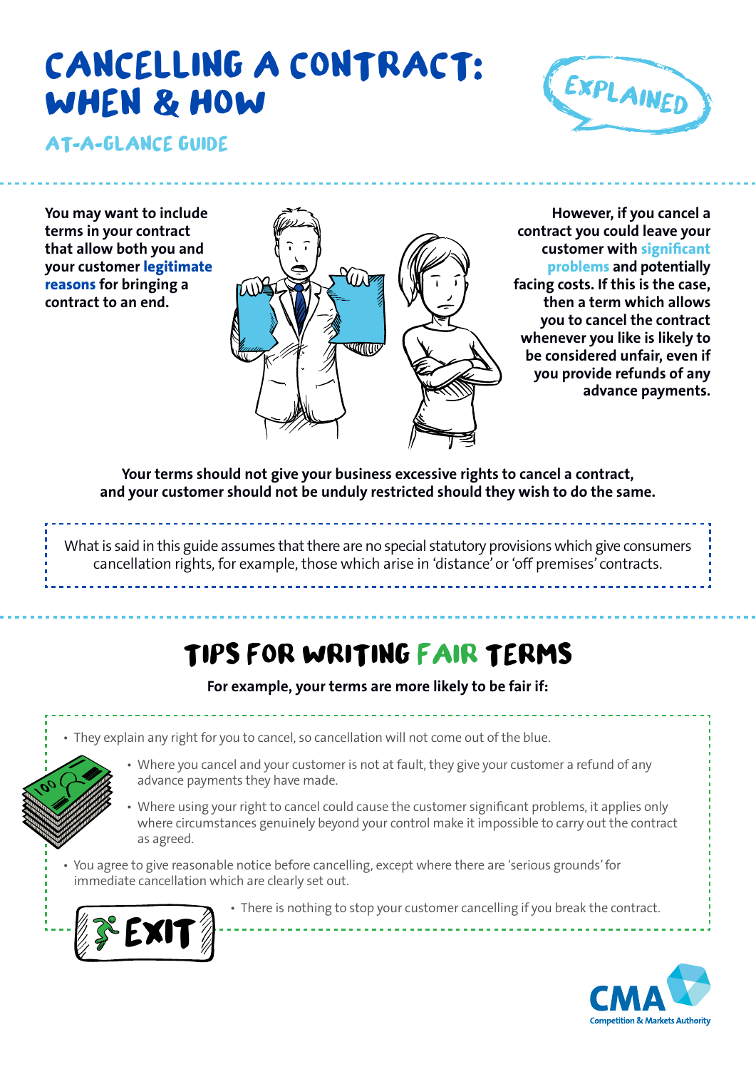# CANCELLING A CONTRACT: WHEN & HOW

EXPLAINED

## AT-A-GLANCE GUIDE

**You may want to include terms in your contract that allow both you and your customer legitimate reasons for bringing a contract to an end.**

**However, if you cancel a contract you could leave your customer with significant problems and potentially facing costs. If this is the case, then a term which allows you to cancel the contract whenever you like is likely to be considered unfair, even if you provide refunds of any advance payments.**

**Your terms should not give your business excessive rights to cancel a contract, and your customer should not be unduly restricted should they wish to do the same.**

What is said in this guide assumes that there are no special statutory provisions which give consumers cancellation rights, for example, those which arise in 'distance' or 'off premises' contracts.

## TIPS FOR WRITING FAIR TERMS

**For example, your terms are more likely to be fair if:**

- They explain any right for you to cancel, so cancellation will not come out of the blue.
- Where you cancel and your customer is not at fault, they give your customer a refund of any advance payments they have made.
- Where using your right to cancel could cause the customer significant problems, it applies only where circumstances genuinely beyond your control make it impossible to carry out the contract as agreed.
- You agree to give reasonable notice before cancelling, except where there are 'serious grounds' for immediate cancellation which are clearly set out.
- There is nothing to stop your customer cancelling if you break the contract.

CMA Competition & Markets Authority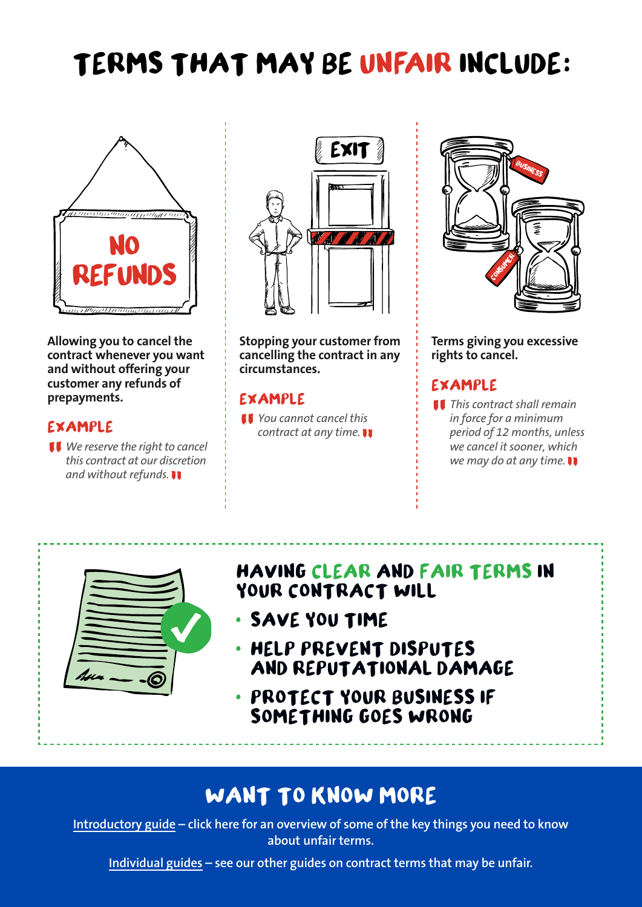# TERMS THAT MAY BE UNFAIR INCLUDE:

**Allowing you to cancel the contract whenever you want and without offering your customer any refunds of prepayments.**

### EXAMPLE

*We reserve the right to cancel this contract at our discretion and without refunds.*

**Stopping your customer from cancelling the contract in any circumstances.**

### EXAMPLE

*You cannot cancel this contract at any time.*

**Terms giving you excessive rights to cancel.**

### EXAMPLE

*This contract shall remain in force for a minimum period of 12 months, unless we cancel it sooner, which we may do at any time.*

## HAVING CLEAR AND FAIR TERMS IN YOUR CONTRACT WILL

- SAVE YOU TIME
- HELP PREVENT DISPUTES AND REPUTATIONAL DAMAGE
- PROTECT YOUR BUSINESS IF SOMETHING GOES WRONG

## WANT TO KNOW MORE

**Introductory guide – click here for an overview of some of the key things you need to know about unfair terms.**

**Individual guides – see our other guides on contract terms that may be unfair.**